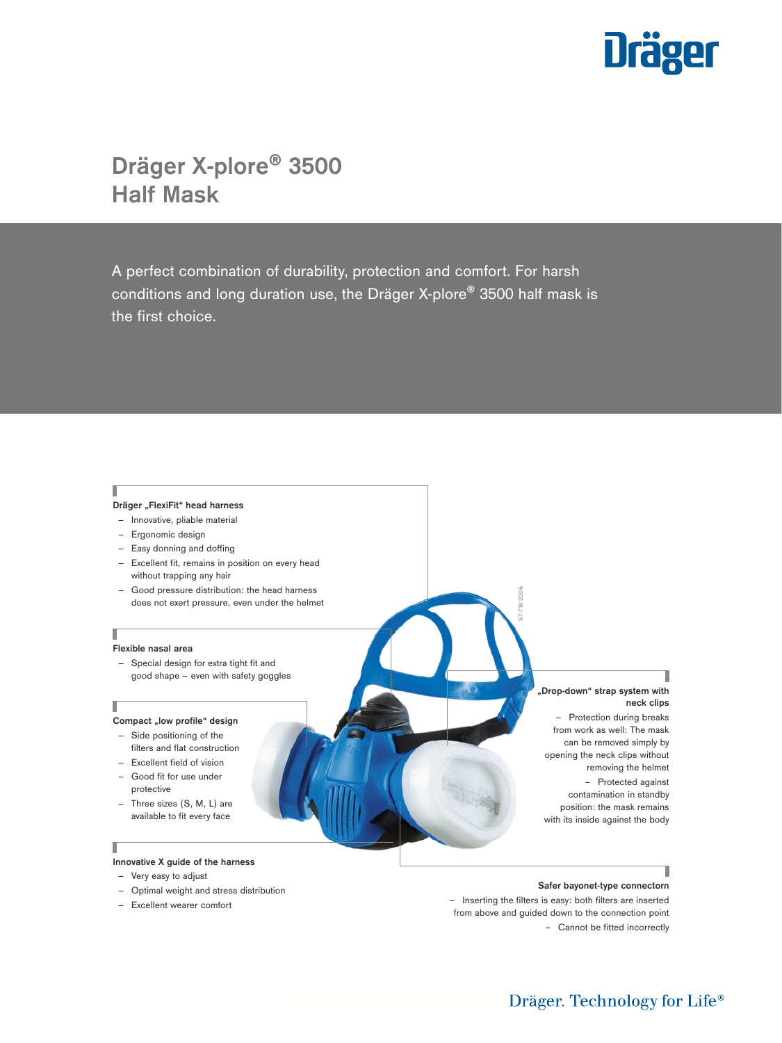# Dräger X-plore® 3500 Half Mask

A perfect combination of durability, protection and comfort. For harsh conditions and long duration use, the Dräger X-plore® 3500 half mask is the first choice.

**Dräger „FlexiFit“ head harness**

- Innovative, pliable material
- Ergonomic design
- Easy donning and doffing
- Excellent fit, remains in position on every head without trapping any hair
- Good pressure distribution: the head harness does not exert pressure, even under the helmet

**Flexible nasal area**

- Special design for extra tight fit and good shape – even with safety goggles

**Compact „low profile“ design**

- Side positioning of the filters and flat construction
- Excellent field of vision
- Good fit for use under protective
- Three sizes (S, M, L) are available to fit every face

**Innovative X guide of the harness**

- Very easy to adjust
- Optimal weight and stress distribution
- Excellent wearer comfort

**„Drop-down“ strap system with neck clips**

- Protection during breaks from work as well: The mask can be removed simply by opening the neck clips without removing the helmet
- Protected against contamination in standby position: the mask remains with its inside against the body

**Safer bayonet-type connectorn**

- Inserting the filters is easy: both filters are inserted from above and guided down to the connection point
- Cannot be fitted incorrectly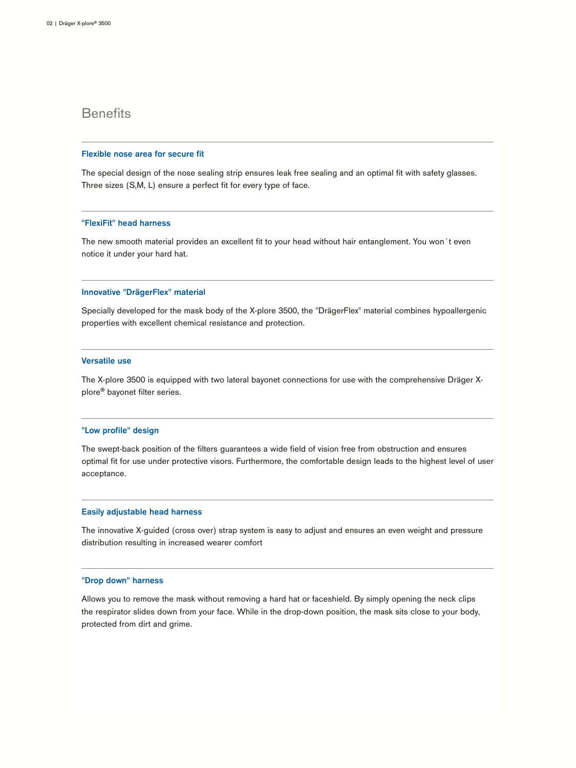# Benefits

### Flexible nose area for secure fit

The special design of the nose sealing strip ensures leak free sealing and an optimal fit with safety glasses. Three sizes (S,M, L) ensure a perfect fit for every type of face.

### "FlexiFit" head harness

The new smooth material provides an excellent fit to your head without hair entanglement. You won´t even notice it under your hard hat.

### Innovative "DrägerFlex" material

Specially developed for the mask body of the X-plore 3500, the "DrägerFlex" material combines hypoallergenic properties with excellent chemical resistance and protection.

### Versatile use

The X-plore 3500 is equipped with two lateral bayonet connections for use with the comprehensive Dräger X-plore® bayonet filter series.

### "Low profile" design

The swept-back position of the filters guarantees a wide field of vision free from obstruction and ensures optimal fit for use under protective visors. Furthermore, the comfortable design leads to the highest level of user acceptance.

### Easily adjustable head harness

The innovative X-guided (cross over) strap system is easy to adjust and ensures an even weight and pressure distribution resulting in increased wearer comfort

### "Drop down" harness

Allows you to remove the mask without removing a hard hat or faceshield. By simply opening the neck clips the respirator slides down from your face. While in the drop-down position, the mask sits close to your body, protected from dirt and grime.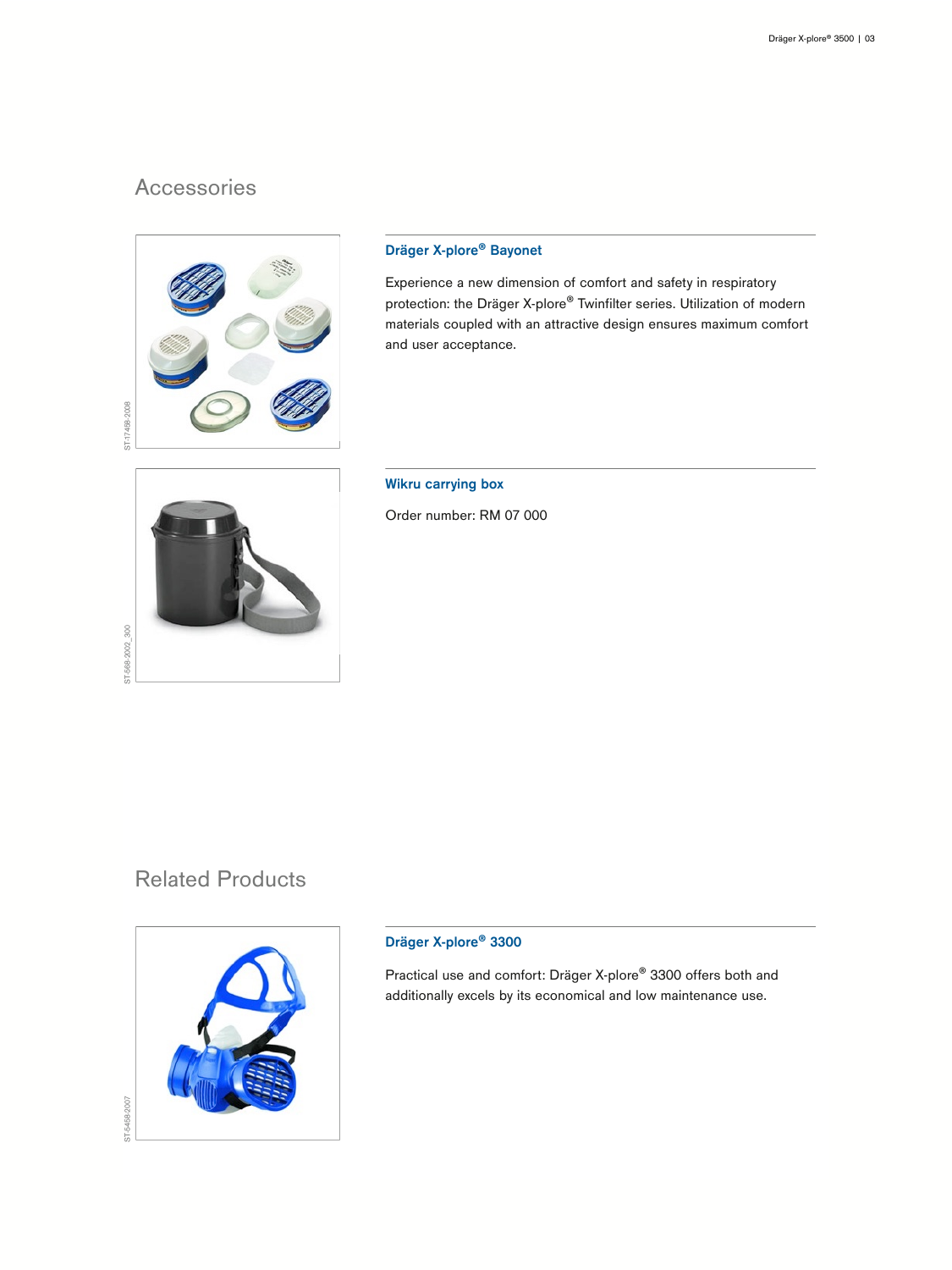## Accessories

### Dräger X-plore® Bayonet

Experience a new dimension of comfort and safety in respiratory protection: the Dräger X-plore® Twinfilter series. Utilization of modern materials coupled with an attractive design ensures maximum comfort and user acceptance.

### Wikru carrying box

Order number: RM 07 000

## Related Products

### Dräger X-plore® 3300

Practical use and comfort: Dräger X-plore® 3300 offers both and additionally excels by its economical and low maintenance use.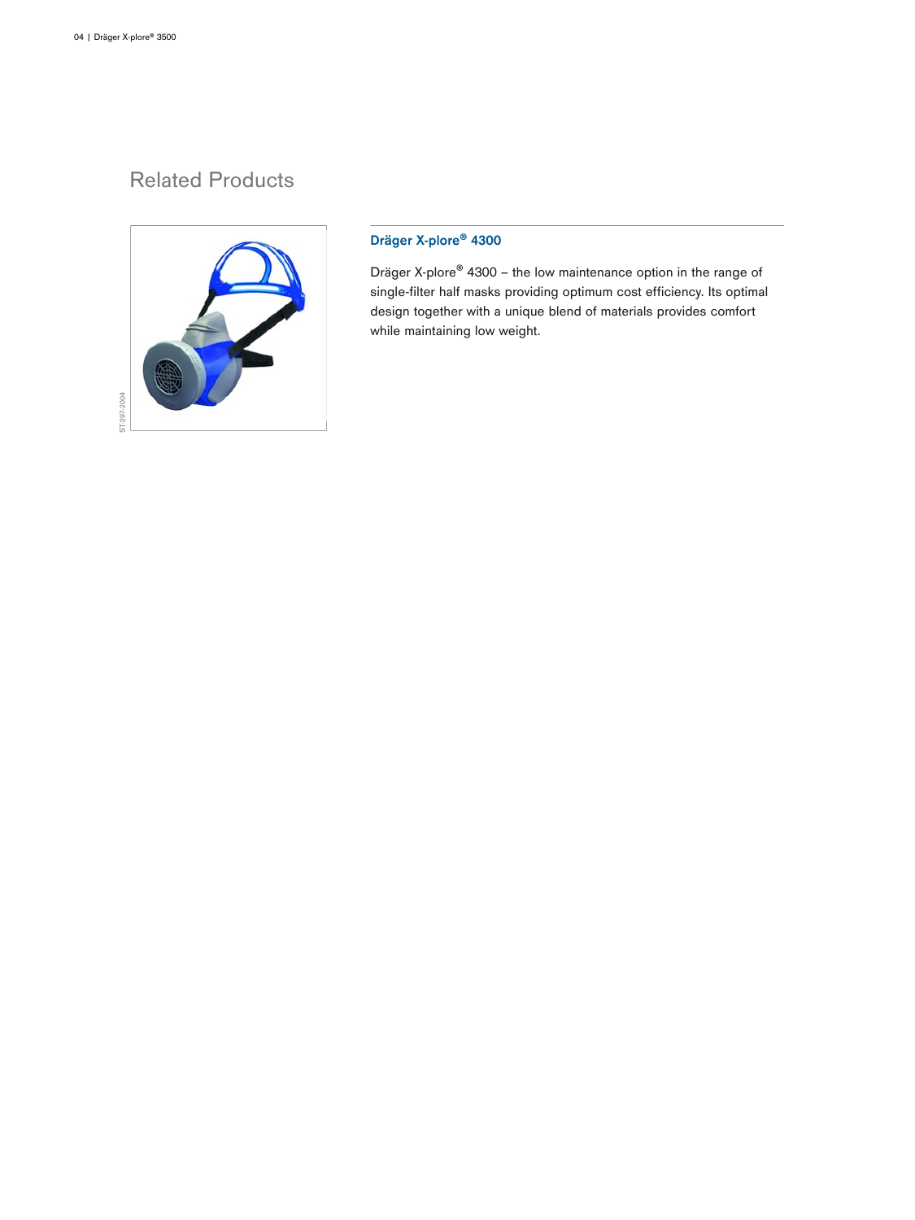## Related Products

### Dräger X-plore® 4300

Dräger X-plore® 4300 – the low maintenance option in the range of single-filter half masks providing optimum cost efficiency. Its optimal design together with a unique blend of materials provides comfort while maintaining low weight.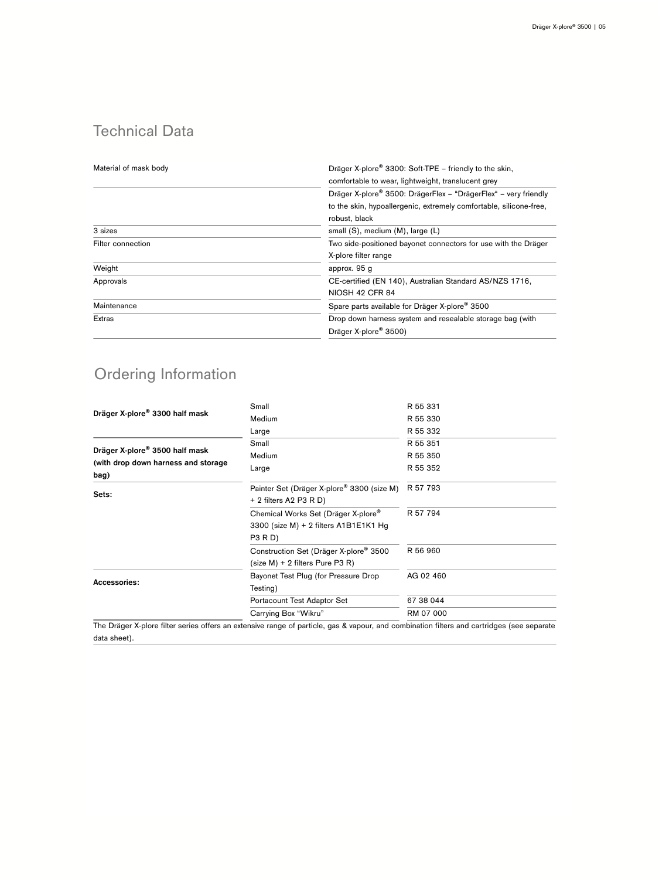## Technical Data

| | |
|---|---|
| Material of mask body | Dräger X-plore® 3300: Soft-TPE – friendly to the skin, comfortable to wear, lightweight, translucent grey |
| | Dräger X-plore® 3500: DrägerFlex – "DrägerFlex" – very friendly to the skin, hypoallergenic, extremely comfortable, silicone-free, robust, black |
| 3 sizes | small (S), medium (M), large (L) |
| Filter connection | Two side-positioned bayonet connectors for use with the Dräger X-plore filter range |
| Weight | approx. 95 g |
| Approvals | CE-certified (EN 140), Australian Standard AS/NZS 1716, NIOSH 42 CFR 84 |
| Maintenance | Spare parts available for Dräger X-plore® 3500 |
| Extras | Drop down harness system and resealable storage bag (with Dräger X-plore® 3500) |

## Ordering Information

| | | |
|---|---|---|
| **Dräger X-plore® 3300 half mask** | Small | R 55 331 |
| | Medium | R 55 330 |
| | Large | R 55 332 |
| **Dräger X-plore® 3500 half mask (with drop down harness and storage bag)** | Small | R 55 351 |
| | Medium | R 55 350 |
| | Large | R 55 352 |
| **Sets:** | Painter Set (Dräger X-plore® 3300 (size M) + 2 filters A2 P3 R D) | R 57 793 |
| | Chemical Works Set (Dräger X-plore® 3300 (size M) + 2 filters A1B1E1K1 Hg P3 R D) | R 57 794 |
| | Construction Set (Dräger X-plore® 3500 (size M) + 2 filters Pure P3 R) | R 56 960 |
| **Accessories:** | Bayonet Test Plug (for Pressure Drop Testing) | AG 02 460 |
| | Portacount Test Adaptor Set | 67 38 044 |
| | Carrying Box "Wikru" | RM 07 000 |

The Dräger X-plore filter series offers an extensive range of particle, gas & vapour, and combination filters and cartridges (see separate data sheet).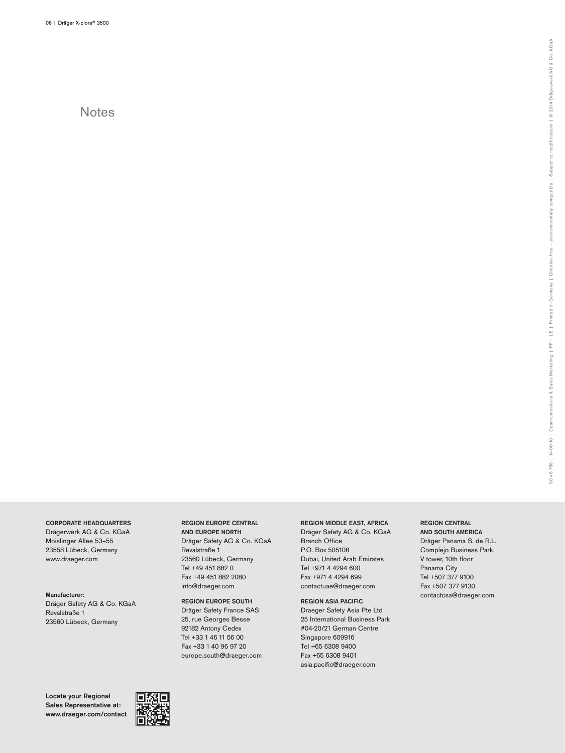# Notes

**CORPORATE HEADQUARTERS**
Drägerwerk AG & Co. KGaA
Moislinger Allee 53–55
23558 Lübeck, Germany
www.draeger.com

**Manufacturer:**
Dräger Safety AG & Co. KGaA
Revalstraße 1
23560 Lübeck, Germany

**REGION EUROPE CENTRAL AND EUROPE NORTH**
Dräger Safety AG & Co. KGaA
Revalstraße 1
23560 Lübeck, Germany
Tel +49 451 882 0
Fax +49 451 882 2080
info@draeger.com

**REGION EUROPE SOUTH**
Dräger Safety France SAS
25, rue Georges Besse
92182 Antony Cedex
Tel +33 1 46 11 56 00
Fax +33 1 40 96 97 20
europe.south@draeger.com

**REGION MIDDLE EAST, AFRICA**
Dräger Safety AG & Co. KGaA
Branch Office
P.O. Box 505108
Dubai, United Arab Emirates
Tel +971 4 4294 600
Fax +971 4 4294 699
contactuae@draeger.com

**REGION ASIA PACIFIC**
Draeger Safety Asia Pte Ltd
25 International Business Park
#04-20/21 German Centre
Singapore 609916
Tel +65 6308 9400
Fax +65 6308 9401
asia.pacific@draeger.com

**REGION CENTRAL AND SOUTH AMERICA**
Dräger Panama S. de R.L.
Complejo Business Park,
V tower, 10th floor
Panama City
Tel +507 377 9100
Fax +507 377 9130
contactcsa@draeger.com

**Locate your Regional Sales Representative at: www.draeger.com/contact**

90 46 766 | 14-08-10 | Communications & Sales Marketing | PP | LE | Printed in Germany | Chlorine-free – environmentally compatible | Subject to modifications | © 2014 Drägerwerk AG & Co. KGaA